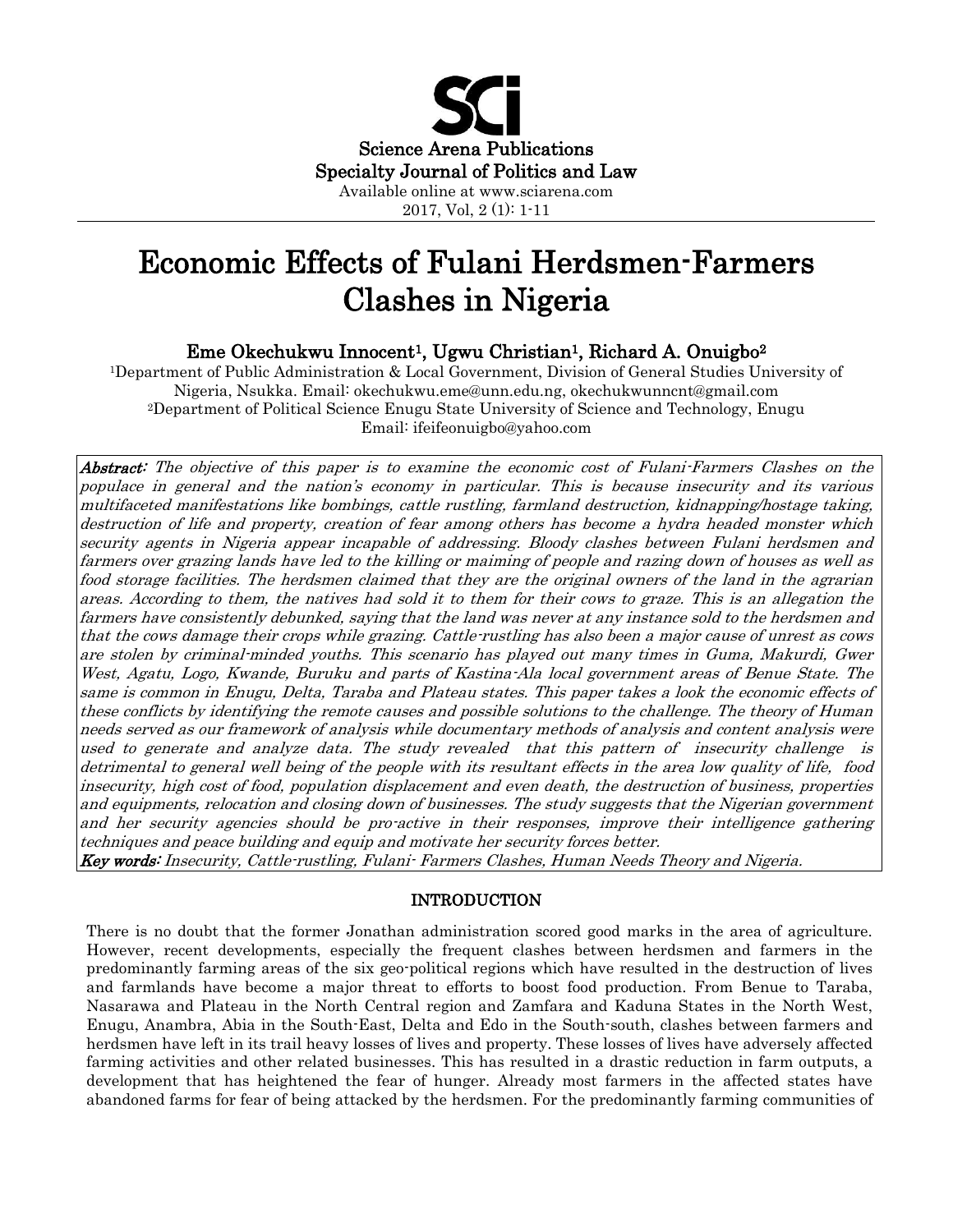Science Arena Publications
Specialty Journal of Politics and Law
Available online at www.sciarena.com
2017, Vol, 2 (1): 1-11

# Economic Effects of Fulani Herdsmen-Farmers Clashes in Nigeria

**Eme Okechukwu Innocent[1], Ugwu Christian[1], Richard A. Onuigbo[2]**

[1]Department of Public Administration & Local Government, Division of General Studies University of Nigeria, Nsukka. Email: okechukwu.eme@unn.edu.ng, okechukwunncnt@gmail.com
[2]Department of Political Science Enugu State University of Science and Technology, Enugu
Email: ifeifeonuigbo@yahoo.com

***Abstract:*** *The objective of this paper is to examine the economic cost of Fulani-Farmers Clashes on the populace in general and the nation's economy in particular. This is because insecurity and its various multifaceted manifestations like bombings, cattle rustling, farmland destruction, kidnapping/hostage taking, destruction of life and property, creation of fear among others has become a hydra headed monster which security agents in Nigeria appear incapable of addressing. Bloody clashes between Fulani herdsmen and farmers over grazing lands have led to the killing or maiming of people and razing down of houses as well as food storage facilities. The herdsmen claimed that they are the original owners of the land in the agrarian areas. According to them, the natives had sold it to them for their cows to graze. This is an allegation the farmers have consistently debunked, saying that the land was never at any instance sold to the herdsmen and that the cows damage their crops while grazing. Cattle-rustling has also been a major cause of unrest as cows are stolen by criminal-minded youths. This scenario has played out many times in Guma, Makurdi, Gwer West, Agatu, Logo, Kwande, Buruku and parts of Kastina-Ala local government areas of Benue State. The same is common in Enugu, Delta, Taraba and Plateau states. This paper takes a look the economic effects of these conflicts by identifying the remote causes and possible solutions to the challenge. The theory of Human needs served as our framework of analysis while documentary methods of analysis and content analysis were used to generate and analyze data. The study revealed that this pattern of insecurity challenge is detrimental to general well being of the people with its resultant effects in the area low quality of life, food insecurity, high cost of food, population displacement and even death, the destruction of business, properties and equipments, relocation and closing down of businesses. The study suggests that the Nigerian government and her security agencies should be pro-active in their responses, improve their intelligence gathering techniques and peace building and equip and motivate her security forces better.*

***Key words:*** *Insecurity, Cattle-rustling, Fulani- Farmers Clashes, Human Needs Theory and Nigeria.*

## INTRODUCTION

There is no doubt that the former Jonathan administration scored good marks in the area of agriculture. However, recent developments, especially the frequent clashes between herdsmen and farmers in the predominantly farming areas of the six geo-political regions which have resulted in the destruction of lives and farmlands have become a major threat to efforts to boost food production. From Benue to Taraba, Nasarawa and Plateau in the North Central region and Zamfara and Kaduna States in the North West, Enugu, Anambra, Abia in the South-East, Delta and Edo in the South-south, clashes between farmers and herdsmen have left in its trail heavy losses of lives and property. These losses of lives have adversely affected farming activities and other related businesses. This has resulted in a drastic reduction in farm outputs, a development that has heightened the fear of hunger. Already most farmers in the affected states have abandoned farms for fear of being attacked by the herdsmen. For the predominantly farming communities of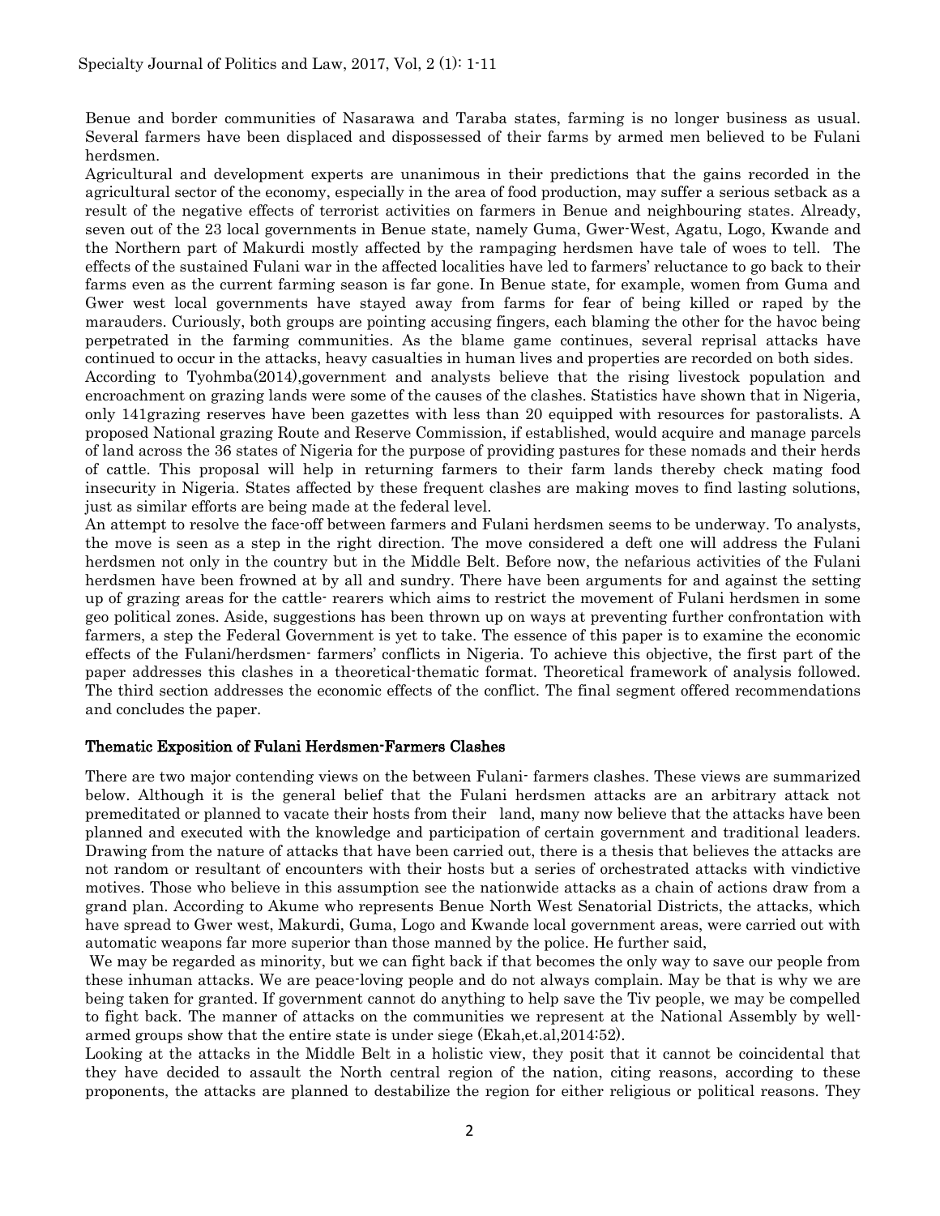Benue and border communities of Nasarawa and Taraba states, farming is no longer business as usual. Several farmers have been displaced and dispossessed of their farms by armed men believed to be Fulani herdsmen.

Agricultural and development experts are unanimous in their predictions that the gains recorded in the agricultural sector of the economy, especially in the area of food production, may suffer a serious setback as a result of the negative effects of terrorist activities on farmers in Benue and neighbouring states. Already, seven out of the 23 local governments in Benue state, namely Guma, Gwer-West, Agatu, Logo, Kwande and the Northern part of Makurdi mostly affected by the rampaging herdsmen have tale of woes to tell. The effects of the sustained Fulani war in the affected localities have led to farmers' reluctance to go back to their farms even as the current farming season is far gone. In Benue state, for example, women from Guma and Gwer west local governments have stayed away from farms for fear of being killed or raped by the marauders. Curiously, both groups are pointing accusing fingers, each blaming the other for the havoc being perpetrated in the farming communities. As the blame game continues, several reprisal attacks have continued to occur in the attacks, heavy casualties in human lives and properties are recorded on both sides.

According to Tyohmba(2014),government and analysts believe that the rising livestock population and encroachment on grazing lands were some of the causes of the clashes. Statistics have shown that in Nigeria, only 141grazing reserves have been gazettes with less than 20 equipped with resources for pastoralists. A proposed National grazing Route and Reserve Commission, if established, would acquire and manage parcels of land across the 36 states of Nigeria for the purpose of providing pastures for these nomads and their herds of cattle. This proposal will help in returning farmers to their farm lands thereby check mating food insecurity in Nigeria. States affected by these frequent clashes are making moves to find lasting solutions, just as similar efforts are being made at the federal level.

An attempt to resolve the face-off between farmers and Fulani herdsmen seems to be underway. To analysts, the move is seen as a step in the right direction. The move considered a deft one will address the Fulani herdsmen not only in the country but in the Middle Belt. Before now, the nefarious activities of the Fulani herdsmen have been frowned at by all and sundry. There have been arguments for and against the setting up of grazing areas for the cattle- rearers which aims to restrict the movement of Fulani herdsmen in some geo political zones. Aside, suggestions has been thrown up on ways at preventing further confrontation with farmers, a step the Federal Government is yet to take. The essence of this paper is to examine the economic effects of the Fulani/herdsmen- farmers' conflicts in Nigeria. To achieve this objective, the first part of the paper addresses this clashes in a theoretical-thematic format. Theoretical framework of analysis followed. The third section addresses the economic effects of the conflict. The final segment offered recommendations and concludes the paper.

## Thematic Exposition of Fulani Herdsmen-Farmers Clashes

There are two major contending views on the between Fulani- farmers clashes. These views are summarized below. Although it is the general belief that the Fulani herdsmen attacks are an arbitrary attack not premeditated or planned to vacate their hosts from their land, many now believe that the attacks have been planned and executed with the knowledge and participation of certain government and traditional leaders. Drawing from the nature of attacks that have been carried out, there is a thesis that believes the attacks are not random or resultant of encounters with their hosts but a series of orchestrated attacks with vindictive motives. Those who believe in this assumption see the nationwide attacks as a chain of actions draw from a grand plan. According to Akume who represents Benue North West Senatorial Districts, the attacks, which have spread to Gwer west, Makurdi, Guma, Logo and Kwande local government areas, were carried out with automatic weapons far more superior than those manned by the police. He further said,

We may be regarded as minority, but we can fight back if that becomes the only way to save our people from these inhuman attacks. We are peace-loving people and do not always complain. May be that is why we are being taken for granted. If government cannot do anything to help save the Tiv people, we may be compelled to fight back. The manner of attacks on the communities we represent at the National Assembly by well-armed groups show that the entire state is under siege (Ekah,et.al,2014:52).

Looking at the attacks in the Middle Belt in a holistic view, they posit that it cannot be coincidental that they have decided to assault the North central region of the nation, citing reasons, according to these proponents, the attacks are planned to destabilize the region for either religious or political reasons. They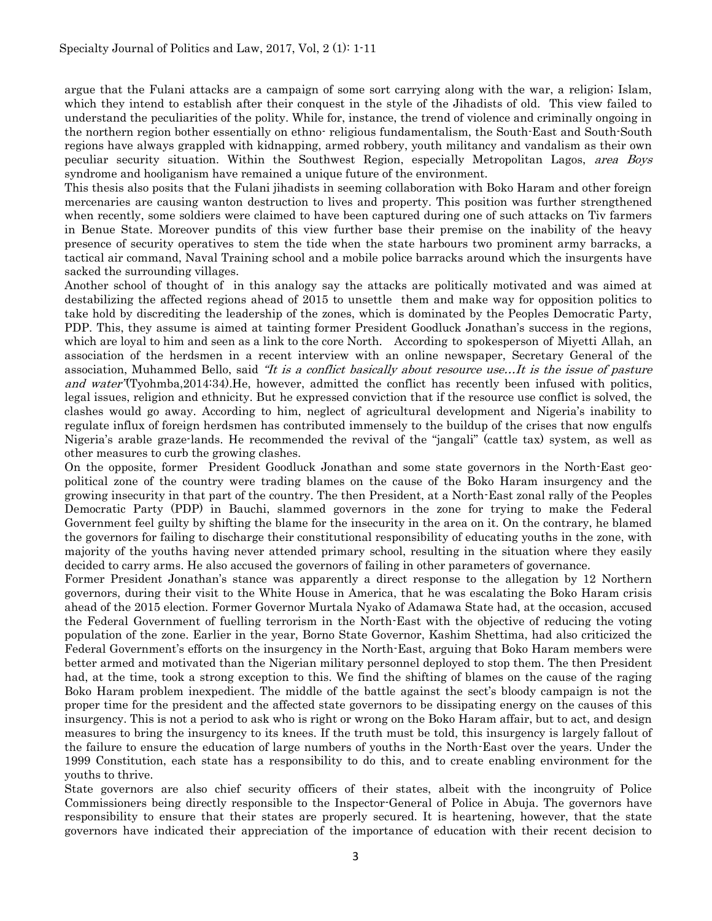argue that the Fulani attacks are a campaign of some sort carrying along with the war, a religion; Islam, which they intend to establish after their conquest in the style of the Jihadists of old. This view failed to understand the peculiarities of the polity. While for, instance, the trend of violence and criminally ongoing in the northern region bother essentially on ethno- religious fundamentalism, the South-East and South-South regions have always grappled with kidnapping, armed robbery, youth militancy and vandalism as their own peculiar security situation. Within the Southwest Region, especially Metropolitan Lagos, *area Boys* syndrome and hooliganism have remained a unique future of the environment.

This thesis also posits that the Fulani jihadists in seeming collaboration with Boko Haram and other foreign mercenaries are causing wanton destruction to lives and property. This position was further strengthened when recently, some soldiers were claimed to have been captured during one of such attacks on Tiv farmers in Benue State. Moreover pundits of this view further base their premise on the inability of the heavy presence of security operatives to stem the tide when the state harbours two prominent army barracks, a tactical air command, Naval Training school and a mobile police barracks around which the insurgents have sacked the surrounding villages.

Another school of thought of in this analogy say the attacks are politically motivated and was aimed at destabilizing the affected regions ahead of 2015 to unsettle them and make way for opposition politics to take hold by discrediting the leadership of the zones, which is dominated by the Peoples Democratic Party, PDP. This, they assume is aimed at tainting former President Goodluck Jonathan's success in the regions, which are loyal to him and seen as a link to the core North. According to spokesperson of Miyetti Allah, an association of the herdsmen in a recent interview with an online newspaper, Secretary General of the association, Muhammed Bello, said *"It is a conflict basically about resource use…It is the issue of pasture and water"*(Tyohmba,2014:34).He, however, admitted the conflict has recently been infused with politics, legal issues, religion and ethnicity. But he expressed conviction that if the resource use conflict is solved, the clashes would go away. According to him, neglect of agricultural development and Nigeria's inability to regulate influx of foreign herdsmen has contributed immensely to the buildup of the crises that now engulfs Nigeria's arable graze-lands. He recommended the revival of the "jangali" (cattle tax) system, as well as other measures to curb the growing clashes.

On the opposite, former President Goodluck Jonathan and some state governors in the North-East geo-political zone of the country were trading blames on the cause of the Boko Haram insurgency and the growing insecurity in that part of the country. The then President, at a North-East zonal rally of the Peoples Democratic Party (PDP) in Bauchi, slammed governors in the zone for trying to make the Federal Government feel guilty by shifting the blame for the insecurity in the area on it. On the contrary, he blamed the governors for failing to discharge their constitutional responsibility of educating youths in the zone, with majority of the youths having never attended primary school, resulting in the situation where they easily decided to carry arms. He also accused the governors of failing in other parameters of governance.

Former President Jonathan's stance was apparently a direct response to the allegation by 12 Northern governors, during their visit to the White House in America, that he was escalating the Boko Haram crisis ahead of the 2015 election. Former Governor Murtala Nyako of Adamawa State had, at the occasion, accused the Federal Government of fuelling terrorism in the North-East with the objective of reducing the voting population of the zone. Earlier in the year, Borno State Governor, Kashim Shettima, had also criticized the Federal Government's efforts on the insurgency in the North-East, arguing that Boko Haram members were better armed and motivated than the Nigerian military personnel deployed to stop them. The then President had, at the time, took a strong exception to this. We find the shifting of blames on the cause of the raging Boko Haram problem inexpedient. The middle of the battle against the sect's bloody campaign is not the proper time for the president and the affected state governors to be dissipating energy on the causes of this insurgency. This is not a period to ask who is right or wrong on the Boko Haram affair, but to act, and design measures to bring the insurgency to its knees. If the truth must be told, this insurgency is largely fallout of the failure to ensure the education of large numbers of youths in the North-East over the years. Under the 1999 Constitution, each state has a responsibility to do this, and to create enabling environment for the youths to thrive.

State governors are also chief security officers of their states, albeit with the incongruity of Police Commissioners being directly responsible to the Inspector-General of Police in Abuja. The governors have responsibility to ensure that their states are properly secured. It is heartening, however, that the state governors have indicated their appreciation of the importance of education with their recent decision to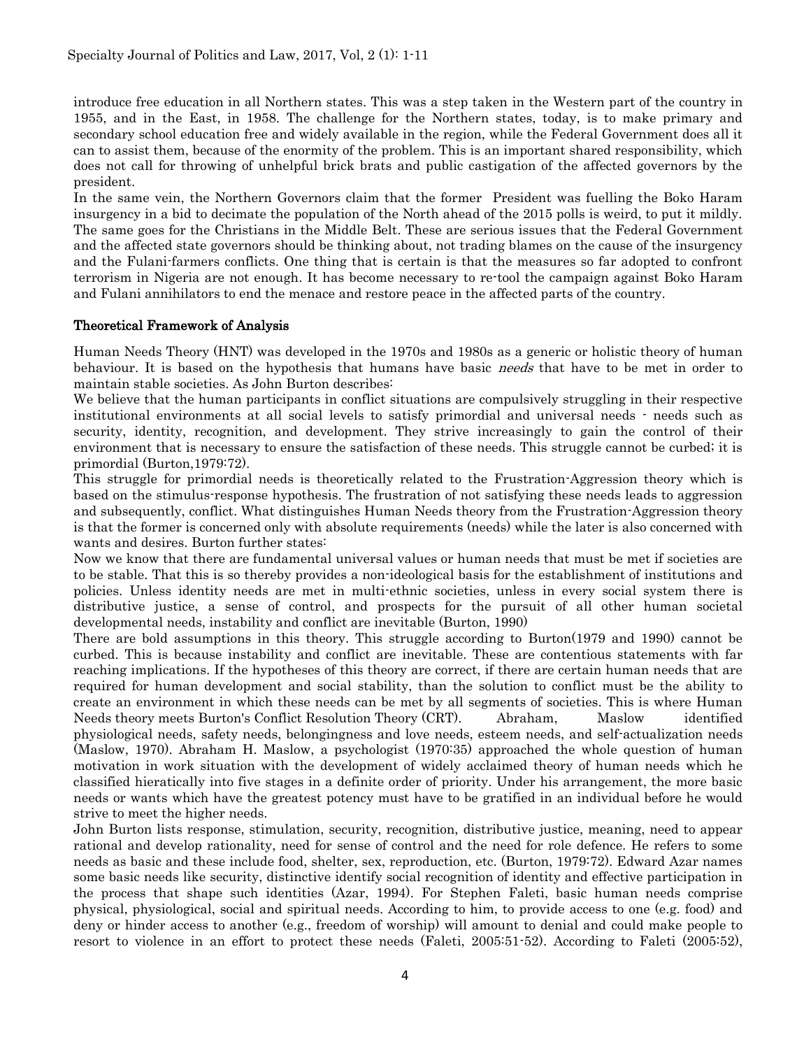introduce free education in all Northern states. This was a step taken in the Western part of the country in 1955, and in the East, in 1958. The challenge for the Northern states, today, is to make primary and secondary school education free and widely available in the region, while the Federal Government does all it can to assist them, because of the enormity of the problem. This is an important shared responsibility, which does not call for throwing of unhelpful brick brats and public castigation of the affected governors by the president.

In the same vein, the Northern Governors claim that the former President was fuelling the Boko Haram insurgency in a bid to decimate the population of the North ahead of the 2015 polls is weird, to put it mildly. The same goes for the Christians in the Middle Belt. These are serious issues that the Federal Government and the affected state governors should be thinking about, not trading blames on the cause of the insurgency and the Fulani-farmers conflicts. One thing that is certain is that the measures so far adopted to confront terrorism in Nigeria are not enough. It has become necessary to re-tool the campaign against Boko Haram and Fulani annihilators to end the menace and restore peace in the affected parts of the country.

## Theoretical Framework of Analysis

Human Needs Theory (HNT) was developed in the 1970s and 1980s as a generic or holistic theory of human behaviour. It is based on the hypothesis that humans have basic *needs* that have to be met in order to maintain stable societies. As John Burton describes:

We believe that the human participants in conflict situations are compulsively struggling in their respective institutional environments at all social levels to satisfy primordial and universal needs - needs such as security, identity, recognition, and development. They strive increasingly to gain the control of their environment that is necessary to ensure the satisfaction of these needs. This struggle cannot be curbed; it is primordial (Burton,1979:72).

This struggle for primordial needs is theoretically related to the Frustration-Aggression theory which is based on the stimulus-response hypothesis. The frustration of not satisfying these needs leads to aggression and subsequently, conflict. What distinguishes Human Needs theory from the Frustration-Aggression theory is that the former is concerned only with absolute requirements (needs) while the later is also concerned with wants and desires. Burton further states:

Now we know that there are fundamental universal values or human needs that must be met if societies are to be stable. That this is so thereby provides a non-ideological basis for the establishment of institutions and policies. Unless identity needs are met in multi-ethnic societies, unless in every social system there is distributive justice, a sense of control, and prospects for the pursuit of all other human societal developmental needs, instability and conflict are inevitable (Burton, 1990)

There are bold assumptions in this theory. This struggle according to Burton(1979 and 1990) cannot be curbed. This is because instability and conflict are inevitable. These are contentious statements with far reaching implications. If the hypotheses of this theory are correct, if there are certain human needs that are required for human development and social stability, than the solution to conflict must be the ability to create an environment in which these needs can be met by all segments of societies. This is where Human Needs theory meets Burton's Conflict Resolution Theory (CRT). Abraham, Maslow identified physiological needs, safety needs, belongingness and love needs, esteem needs, and self-actualization needs (Maslow, 1970). Abraham H. Maslow, a psychologist (1970:35) approached the whole question of human motivation in work situation with the development of widely acclaimed theory of human needs which he classified hieratically into five stages in a definite order of priority. Under his arrangement, the more basic needs or wants which have the greatest potency must have to be gratified in an individual before he would strive to meet the higher needs.

John Burton lists response, stimulation, security, recognition, distributive justice, meaning, need to appear rational and develop rationality, need for sense of control and the need for role defence. He refers to some needs as basic and these include food, shelter, sex, reproduction, etc. (Burton, 1979:72). Edward Azar names some basic needs like security, distinctive identify social recognition of identity and effective participation in the process that shape such identities (Azar, 1994). For Stephen Faleti, basic human needs comprise physical, physiological, social and spiritual needs. According to him, to provide access to one (e.g. food) and deny or hinder access to another (e.g., freedom of worship) will amount to denial and could make people to resort to violence in an effort to protect these needs (Faleti, 2005:51-52). According to Faleti (2005:52),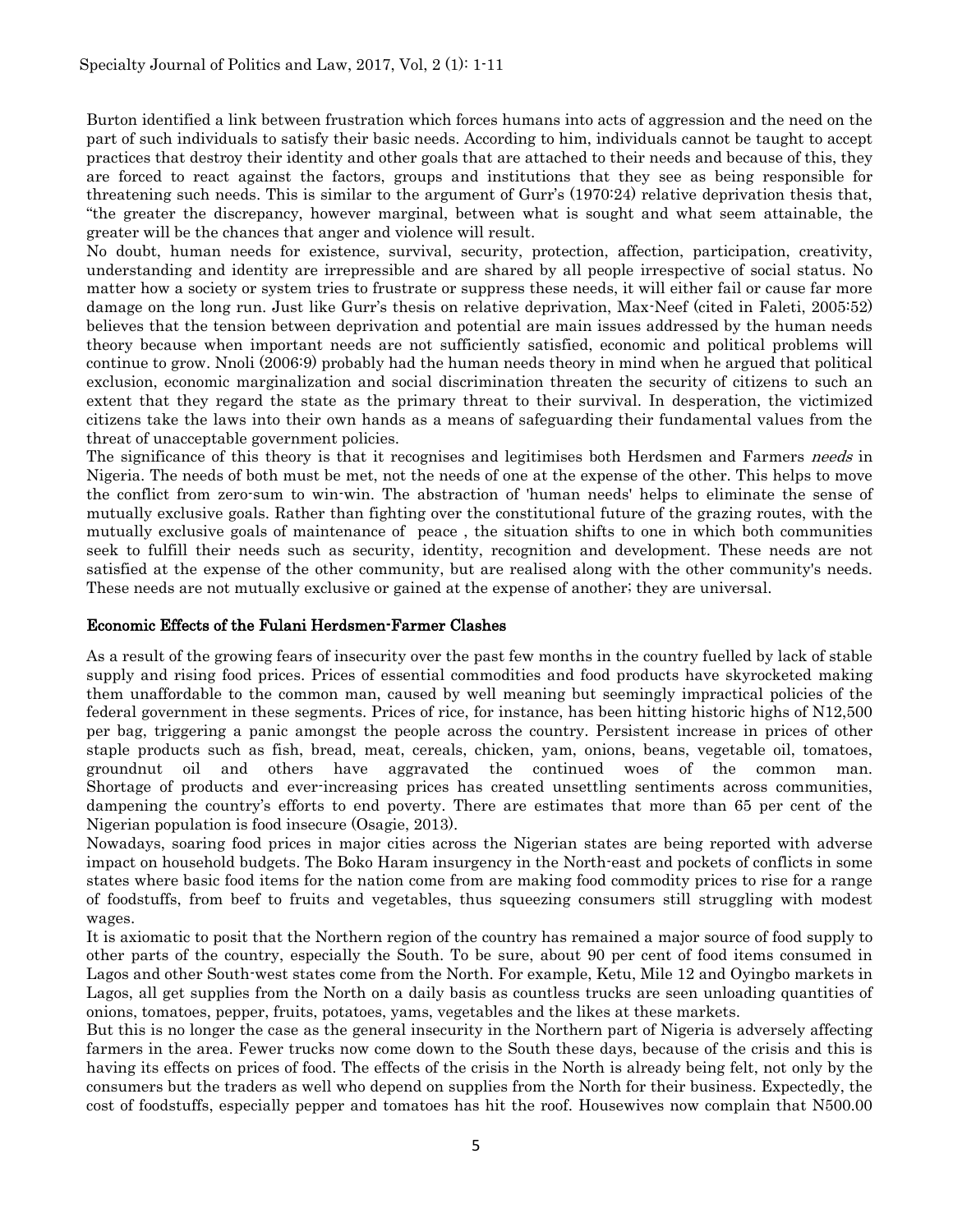Burton identified a link between frustration which forces humans into acts of aggression and the need on the part of such individuals to satisfy their basic needs. According to him, individuals cannot be taught to accept practices that destroy their identity and other goals that are attached to their needs and because of this, they are forced to react against the factors, groups and institutions that they see as being responsible for threatening such needs. This is similar to the argument of Gurr's (1970:24) relative deprivation thesis that, "the greater the discrepancy, however marginal, between what is sought and what seem attainable, the greater will be the chances that anger and violence will result.

No doubt, human needs for existence, survival, security, protection, affection, participation, creativity, understanding and identity are irrepressible and are shared by all people irrespective of social status. No matter how a society or system tries to frustrate or suppress these needs, it will either fail or cause far more damage on the long run. Just like Gurr's thesis on relative deprivation, Max-Neef (cited in Faleti, 2005:52) believes that the tension between deprivation and potential are main issues addressed by the human needs theory because when important needs are not sufficiently satisfied, economic and political problems will continue to grow. Nnoli (2006:9) probably had the human needs theory in mind when he argued that political exclusion, economic marginalization and social discrimination threaten the security of citizens to such an extent that they regard the state as the primary threat to their survival. In desperation, the victimized citizens take the laws into their own hands as a means of safeguarding their fundamental values from the threat of unacceptable government policies.

The significance of this theory is that it recognises and legitimises both Herdsmen and Farmers *needs* in Nigeria. The needs of both must be met, not the needs of one at the expense of the other. This helps to move the conflict from zero-sum to win-win. The abstraction of 'human needs' helps to eliminate the sense of mutually exclusive goals. Rather than fighting over the constitutional future of the grazing routes, with the mutually exclusive goals of maintenance of peace , the situation shifts to one in which both communities seek to fulfill their needs such as security, identity, recognition and development. These needs are not satisfied at the expense of the other community, but are realised along with the other community's needs. These needs are not mutually exclusive or gained at the expense of another; they are universal.

## Economic Effects of the Fulani Herdsmen-Farmer Clashes

As a result of the growing fears of insecurity over the past few months in the country fuelled by lack of stable supply and rising food prices. Prices of essential commodities and food products have skyrocketed making them unaffordable to the common man, caused by well meaning but seemingly impractical policies of the federal government in these segments. Prices of rice, for instance, has been hitting historic highs of N12,500 per bag, triggering a panic amongst the people across the country. Persistent increase in prices of other staple products such as fish, bread, meat, cereals, chicken, yam, onions, beans, vegetable oil, tomatoes, groundnut oil and others have aggravated the continued woes of the common man. Shortage of products and ever-increasing prices has created unsettling sentiments across communities, dampening the country's efforts to end poverty. There are estimates that more than 65 per cent of the Nigerian population is food insecure (Osagie, 2013).

Nowadays, soaring food prices in major cities across the Nigerian states are being reported with adverse impact on household budgets. The Boko Haram insurgency in the North-east and pockets of conflicts in some states where basic food items for the nation come from are making food commodity prices to rise for a range of foodstuffs, from beef to fruits and vegetables, thus squeezing consumers still struggling with modest wages.

It is axiomatic to posit that the Northern region of the country has remained a major source of food supply to other parts of the country, especially the South. To be sure, about 90 per cent of food items consumed in Lagos and other South-west states come from the North. For example, Ketu, Mile 12 and Oyingbo markets in Lagos, all get supplies from the North on a daily basis as countless trucks are seen unloading quantities of onions, tomatoes, pepper, fruits, potatoes, yams, vegetables and the likes at these markets.

But this is no longer the case as the general insecurity in the Northern part of Nigeria is adversely affecting farmers in the area. Fewer trucks now come down to the South these days, because of the crisis and this is having its effects on prices of food. The effects of the crisis in the North is already being felt, not only by the consumers but the traders as well who depend on supplies from the North for their business. Expectedly, the cost of foodstuffs, especially pepper and tomatoes has hit the roof. Housewives now complain that N500.00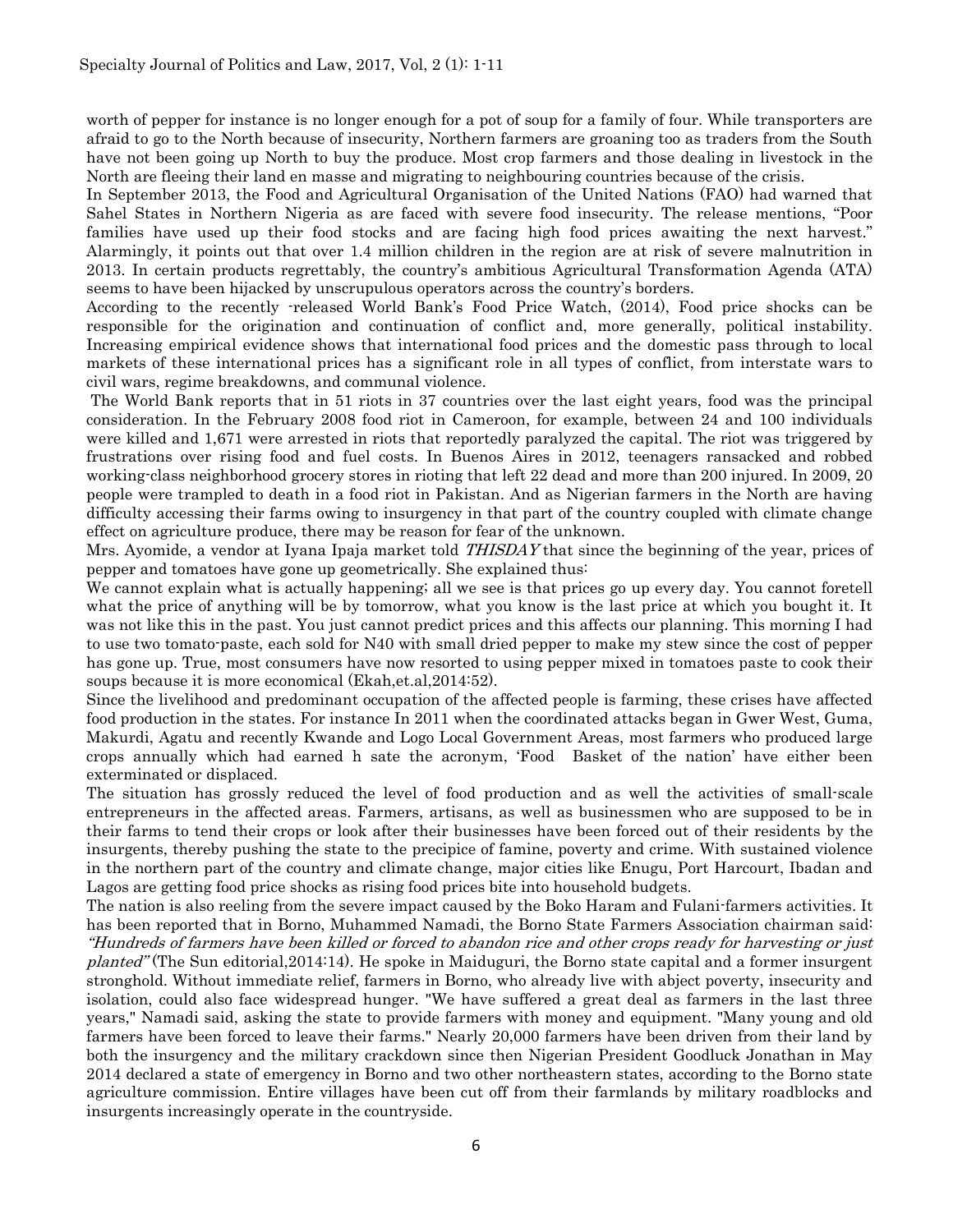worth of pepper for instance is no longer enough for a pot of soup for a family of four. While transporters are afraid to go to the North because of insecurity, Northern farmers are groaning too as traders from the South have not been going up North to buy the produce. Most crop farmers and those dealing in livestock in the North are fleeing their land en masse and migrating to neighbouring countries because of the crisis.

In September 2013, the Food and Agricultural Organisation of the United Nations (FAO) had warned that Sahel States in Northern Nigeria as are faced with severe food insecurity. The release mentions, "Poor families have used up their food stocks and are facing high food prices awaiting the next harvest." Alarmingly, it points out that over 1.4 million children in the region are at risk of severe malnutrition in 2013. In certain products regrettably, the country's ambitious Agricultural Transformation Agenda (ATA) seems to have been hijacked by unscrupulous operators across the country's borders.

According to the recently -released World Bank's Food Price Watch, (2014), Food price shocks can be responsible for the origination and continuation of conflict and, more generally, political instability. Increasing empirical evidence shows that international food prices and the domestic pass through to local markets of these international prices has a significant role in all types of conflict, from interstate wars to civil wars, regime breakdowns, and communal violence.

The World Bank reports that in 51 riots in 37 countries over the last eight years, food was the principal consideration. In the February 2008 food riot in Cameroon, for example, between 24 and 100 individuals were killed and 1,671 were arrested in riots that reportedly paralyzed the capital. The riot was triggered by frustrations over rising food and fuel costs. In Buenos Aires in 2012, teenagers ransacked and robbed working-class neighborhood grocery stores in rioting that left 22 dead and more than 200 injured. In 2009, 20 people were trampled to death in a food riot in Pakistan. And as Nigerian farmers in the North are having difficulty accessing their farms owing to insurgency in that part of the country coupled with climate change effect on agriculture produce, there may be reason for fear of the unknown.

Mrs. Ayomide, a vendor at Iyana Ipaja market told *THISDAY* that since the beginning of the year, prices of pepper and tomatoes have gone up geometrically. She explained thus:

We cannot explain what is actually happening; all we see is that prices go up every day. You cannot foretell what the price of anything will be by tomorrow, what you know is the last price at which you bought it. It was not like this in the past. You just cannot predict prices and this affects our planning. This morning I had to use two tomato-paste, each sold for N40 with small dried pepper to make my stew since the cost of pepper has gone up. True, most consumers have now resorted to using pepper mixed in tomatoes paste to cook their soups because it is more economical (Ekah,et.al,2014:52).

Since the livelihood and predominant occupation of the affected people is farming, these crises have affected food production in the states. For instance In 2011 when the coordinated attacks began in Gwer West, Guma, Makurdi, Agatu and recently Kwande and Logo Local Government Areas, most farmers who produced large crops annually which had earned h sate the acronym, 'Food Basket of the nation' have either been exterminated or displaced.

The situation has grossly reduced the level of food production and as well the activities of small-scale entrepreneurs in the affected areas. Farmers, artisans, as well as businessmen who are supposed to be in their farms to tend their crops or look after their businesses have been forced out of their residents by the insurgents, thereby pushing the state to the precipice of famine, poverty and crime. With sustained violence in the northern part of the country and climate change, major cities like Enugu, Port Harcourt, Ibadan and Lagos are getting food price shocks as rising food prices bite into household budgets.

The nation is also reeling from the severe impact caused by the Boko Haram and Fulani-farmers activities. It has been reported that in Borno, Muhammed Namadi, the Borno State Farmers Association chairman said: *"Hundreds of farmers have been killed or forced to abandon rice and other crops ready for harvesting or just planted"* (The Sun editorial,2014:14). He spoke in Maiduguri, the Borno state capital and a former insurgent stronghold. Without immediate relief, farmers in Borno, who already live with abject poverty, insecurity and isolation, could also face widespread hunger. "We have suffered a great deal as farmers in the last three years," Namadi said, asking the state to provide farmers with money and equipment. "Many young and old farmers have been forced to leave their farms." Nearly 20,000 farmers have been driven from their land by both the insurgency and the military crackdown since then Nigerian President Goodluck Jonathan in May 2014 declared a state of emergency in Borno and two other northeastern states, according to the Borno state agriculture commission. Entire villages have been cut off from their farmlands by military roadblocks and insurgents increasingly operate in the countryside.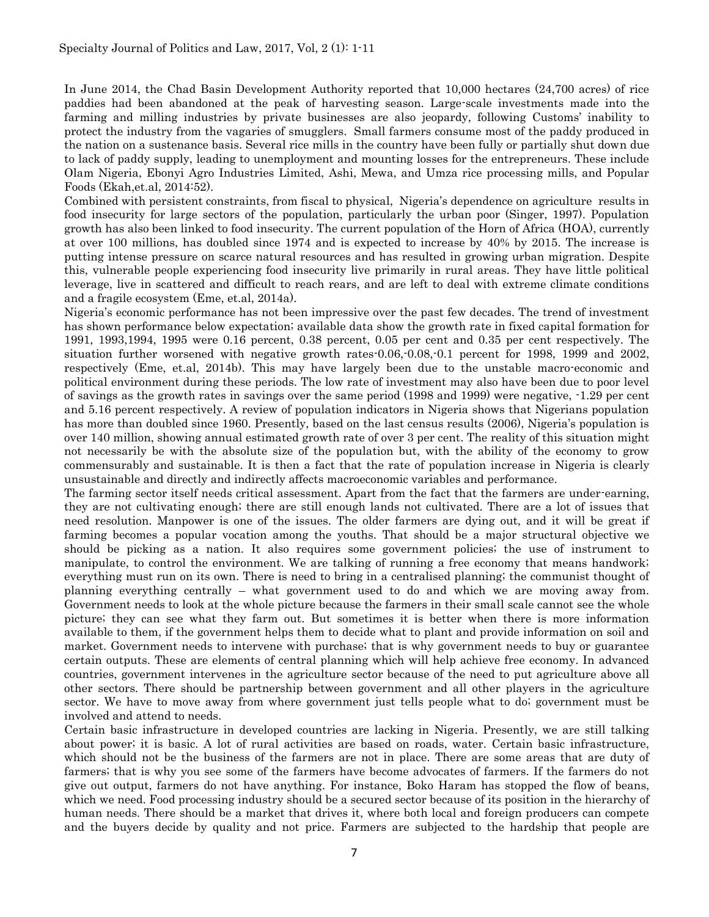In June 2014, the Chad Basin Development Authority reported that 10,000 hectares (24,700 acres) of rice paddies had been abandoned at the peak of harvesting season. Large-scale investments made into the farming and milling industries by private businesses are also jeopardy, following Customs' inability to protect the industry from the vagaries of smugglers. Small farmers consume most of the paddy produced in the nation on a sustenance basis. Several rice mills in the country have been fully or partially shut down due to lack of paddy supply, leading to unemployment and mounting losses for the entrepreneurs. These include Olam Nigeria, Ebonyi Agro Industries Limited, Ashi, Mewa, and Umza rice processing mills, and Popular Foods (Ekah,et.al, 2014:52).

Combined with persistent constraints, from fiscal to physical, Nigeria's dependence on agriculture results in food insecurity for large sectors of the population, particularly the urban poor (Singer, 1997). Population growth has also been linked to food insecurity. The current population of the Horn of Africa (HOA), currently at over 100 millions, has doubled since 1974 and is expected to increase by 40% by 2015. The increase is putting intense pressure on scarce natural resources and has resulted in growing urban migration. Despite this, vulnerable people experiencing food insecurity live primarily in rural areas. They have little political leverage, live in scattered and difficult to reach rears, and are left to deal with extreme climate conditions and a fragile ecosystem (Eme, et.al, 2014a).

Nigeria's economic performance has not been impressive over the past few decades. The trend of investment has shown performance below expectation; available data show the growth rate in fixed capital formation for 1991, 1993,1994, 1995 were 0.16 percent, 0.38 percent, 0.05 per cent and 0.35 per cent respectively. The situation further worsened with negative growth rates-0.06,-0.08,-0.1 percent for 1998, 1999 and 2002, respectively (Eme, et.al, 2014b). This may have largely been due to the unstable macro-economic and political environment during these periods. The low rate of investment may also have been due to poor level of savings as the growth rates in savings over the same period (1998 and 1999) were negative, -1.29 per cent and 5.16 percent respectively. A review of population indicators in Nigeria shows that Nigerians population has more than doubled since 1960. Presently, based on the last census results (2006), Nigeria's population is over 140 million, showing annual estimated growth rate of over 3 per cent. The reality of this situation might not necessarily be with the absolute size of the population but, with the ability of the economy to grow commensurably and sustainable. It is then a fact that the rate of population increase in Nigeria is clearly unsustainable and directly and indirectly affects macroeconomic variables and performance.

The farming sector itself needs critical assessment. Apart from the fact that the farmers are under-earning, they are not cultivating enough; there are still enough lands not cultivated. There are a lot of issues that need resolution. Manpower is one of the issues. The older farmers are dying out, and it will be great if farming becomes a popular vocation among the youths. That should be a major structural objective we should be picking as a nation. It also requires some government policies; the use of instrument to manipulate, to control the environment. We are talking of running a free economy that means handwork; everything must run on its own. There is need to bring in a centralised planning; the communist thought of planning everything centrally – what government used to do and which we are moving away from. Government needs to look at the whole picture because the farmers in their small scale cannot see the whole picture; they can see what they farm out. But sometimes it is better when there is more information available to them, if the government helps them to decide what to plant and provide information on soil and market. Government needs to intervene with purchase; that is why government needs to buy or guarantee certain outputs. These are elements of central planning which will help achieve free economy. In advanced countries, government intervenes in the agriculture sector because of the need to put agriculture above all other sectors. There should be partnership between government and all other players in the agriculture sector. We have to move away from where government just tells people what to do; government must be involved and attend to needs.

Certain basic infrastructure in developed countries are lacking in Nigeria. Presently, we are still talking about power; it is basic. A lot of rural activities are based on roads, water. Certain basic infrastructure, which should not be the business of the farmers are not in place. There are some areas that are duty of farmers; that is why you see some of the farmers have become advocates of farmers. If the farmers do not give out output, farmers do not have anything. For instance, Boko Haram has stopped the flow of beans, which we need. Food processing industry should be a secured sector because of its position in the hierarchy of human needs. There should be a market that drives it, where both local and foreign producers can compete and the buyers decide by quality and not price. Farmers are subjected to the hardship that people are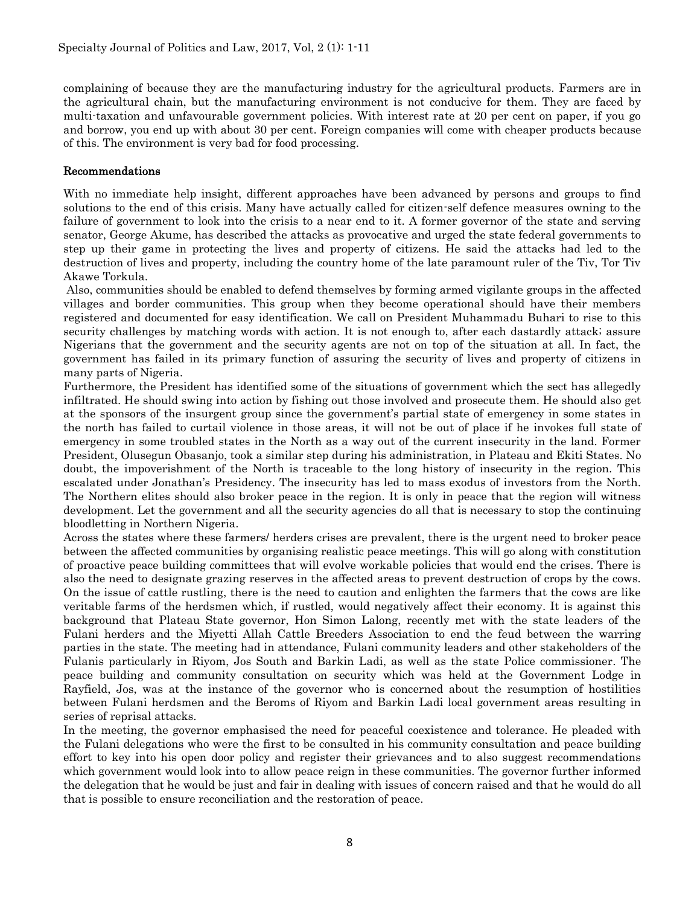complaining of because they are the manufacturing industry for the agricultural products. Farmers are in the agricultural chain, but the manufacturing environment is not conducive for them. They are faced by multi-taxation and unfavourable government policies. With interest rate at 20 per cent on paper, if you go and borrow, you end up with about 30 per cent. Foreign companies will come with cheaper products because of this. The environment is very bad for food processing.

## Recommendations

With no immediate help insight, different approaches have been advanced by persons and groups to find solutions to the end of this crisis. Many have actually called for citizen-self defence measures owning to the failure of government to look into the crisis to a near end to it. A former governor of the state and serving senator, George Akume, has described the attacks as provocative and urged the state federal governments to step up their game in protecting the lives and property of citizens. He said the attacks had led to the destruction of lives and property, including the country home of the late paramount ruler of the Tiv, Tor Tiv Akawe Torkula.

Also, communities should be enabled to defend themselves by forming armed vigilante groups in the affected villages and border communities. This group when they become operational should have their members registered and documented for easy identification. We call on President Muhammadu Buhari to rise to this security challenges by matching words with action. It is not enough to, after each dastardly attack; assure Nigerians that the government and the security agents are not on top of the situation at all. In fact, the government has failed in its primary function of assuring the security of lives and property of citizens in many parts of Nigeria.

Furthermore, the President has identified some of the situations of government which the sect has allegedly infiltrated. He should swing into action by fishing out those involved and prosecute them. He should also get at the sponsors of the insurgent group since the government's partial state of emergency in some states in the north has failed to curtail violence in those areas, it will not be out of place if he invokes full state of emergency in some troubled states in the North as a way out of the current insecurity in the land. Former President, Olusegun Obasanjo, took a similar step during his administration, in Plateau and Ekiti States. No doubt, the impoverishment of the North is traceable to the long history of insecurity in the region. This escalated under Jonathan's Presidency. The insecurity has led to mass exodus of investors from the North. The Northern elites should also broker peace in the region. It is only in peace that the region will witness development. Let the government and all the security agencies do all that is necessary to stop the continuing bloodletting in Northern Nigeria.

Across the states where these farmers/ herders crises are prevalent, there is the urgent need to broker peace between the affected communities by organising realistic peace meetings. This will go along with constitution of proactive peace building committees that will evolve workable policies that would end the crises. There is also the need to designate grazing reserves in the affected areas to prevent destruction of crops by the cows. On the issue of cattle rustling, there is the need to caution and enlighten the farmers that the cows are like veritable farms of the herdsmen which, if rustled, would negatively affect their economy. It is against this background that Plateau State governor, Hon Simon Lalong, recently met with the state leaders of the Fulani herders and the Miyetti Allah Cattle Breeders Association to end the feud between the warring parties in the state. The meeting had in attendance, Fulani community leaders and other stakeholders of the Fulanis particularly in Riyom, Jos South and Barkin Ladi, as well as the state Police commissioner. The peace building and community consultation on security which was held at the Government Lodge in Rayfield, Jos, was at the instance of the governor who is concerned about the resumption of hostilities between Fulani herdsmen and the Beroms of Riyom and Barkin Ladi local government areas resulting in series of reprisal attacks.

In the meeting, the governor emphasised the need for peaceful coexistence and tolerance. He pleaded with the Fulani delegations who were the first to be consulted in his community consultation and peace building effort to key into his open door policy and register their grievances and to also suggest recommendations which government would look into to allow peace reign in these communities. The governor further informed the delegation that he would be just and fair in dealing with issues of concern raised and that he would do all that is possible to ensure reconciliation and the restoration of peace.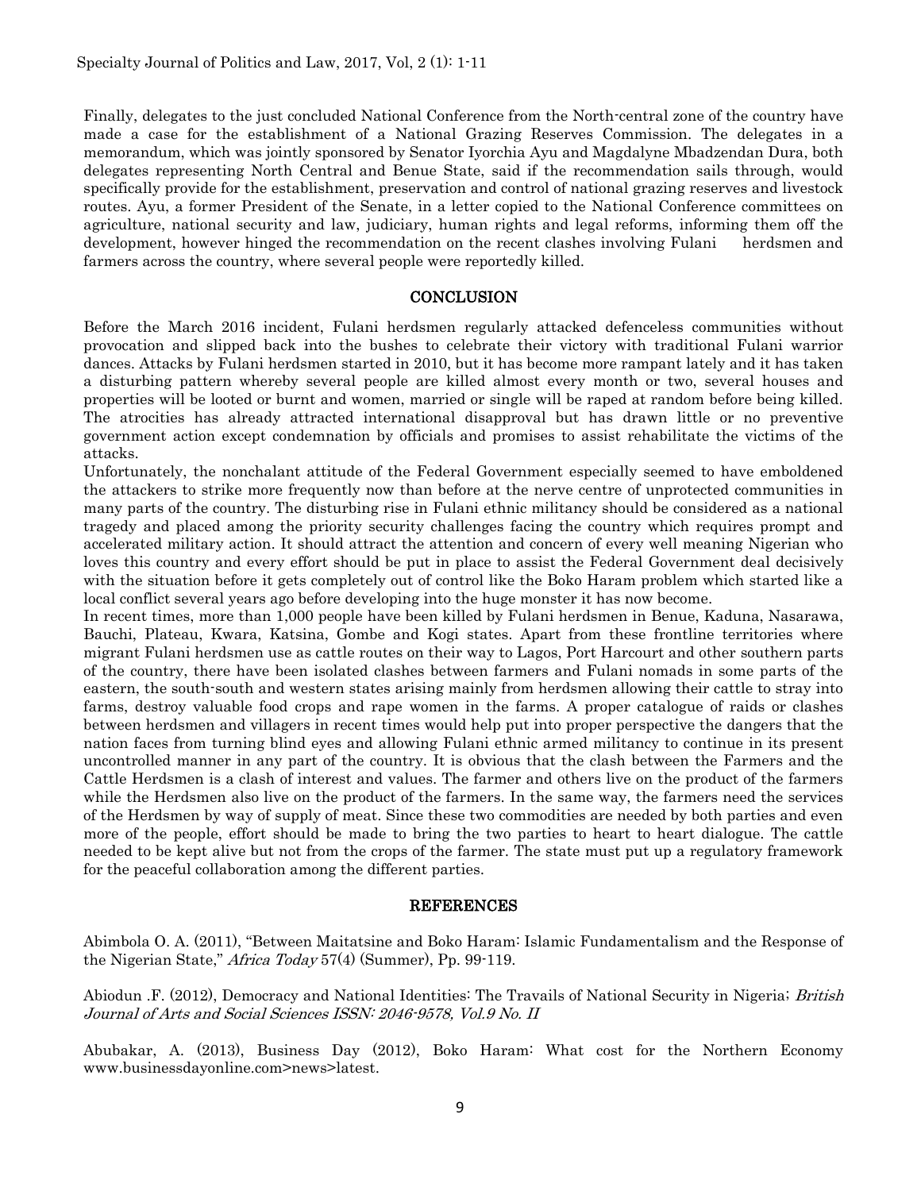Finally, delegates to the just concluded National Conference from the North-central zone of the country have made a case for the establishment of a National Grazing Reserves Commission. The delegates in a memorandum, which was jointly sponsored by Senator Iyorchia Ayu and Magdalyne Mbadzendan Dura, both delegates representing North Central and Benue State, said if the recommendation sails through, would specifically provide for the establishment, preservation and control of national grazing reserves and livestock routes. Ayu, a former President of the Senate, in a letter copied to the National Conference committees on agriculture, national security and law, judiciary, human rights and legal reforms, informing them off the development, however hinged the recommendation on the recent clashes involving Fulani herdsmen and farmers across the country, where several people were reportedly killed.

## CONCLUSION

Before the March 2016 incident, Fulani herdsmen regularly attacked defenceless communities without provocation and slipped back into the bushes to celebrate their victory with traditional Fulani warrior dances. Attacks by Fulani herdsmen started in 2010, but it has become more rampant lately and it has taken a disturbing pattern whereby several people are killed almost every month or two, several houses and properties will be looted or burnt and women, married or single will be raped at random before being killed. The atrocities has already attracted international disapproval but has drawn little or no preventive government action except condemnation by officials and promises to assist rehabilitate the victims of the attacks.

Unfortunately, the nonchalant attitude of the Federal Government especially seemed to have emboldened the attackers to strike more frequently now than before at the nerve centre of unprotected communities in many parts of the country. The disturbing rise in Fulani ethnic militancy should be considered as a national tragedy and placed among the priority security challenges facing the country which requires prompt and accelerated military action. It should attract the attention and concern of every well meaning Nigerian who loves this country and every effort should be put in place to assist the Federal Government deal decisively with the situation before it gets completely out of control like the Boko Haram problem which started like a local conflict several years ago before developing into the huge monster it has now become.

In recent times, more than 1,000 people have been killed by Fulani herdsmen in Benue, Kaduna, Nasarawa, Bauchi, Plateau, Kwara, Katsina, Gombe and Kogi states. Apart from these frontline territories where migrant Fulani herdsmen use as cattle routes on their way to Lagos, Port Harcourt and other southern parts of the country, there have been isolated clashes between farmers and Fulani nomads in some parts of the eastern, the south-south and western states arising mainly from herdsmen allowing their cattle to stray into farms, destroy valuable food crops and rape women in the farms. A proper catalogue of raids or clashes between herdsmen and villagers in recent times would help put into proper perspective the dangers that the nation faces from turning blind eyes and allowing Fulani ethnic armed militancy to continue in its present uncontrolled manner in any part of the country. It is obvious that the clash between the Farmers and the Cattle Herdsmen is a clash of interest and values. The farmer and others live on the product of the farmers while the Herdsmen also live on the product of the farmers. In the same way, the farmers need the services of the Herdsmen by way of supply of meat. Since these two commodities are needed by both parties and even more of the people, effort should be made to bring the two parties to heart to heart dialogue. The cattle needed to be kept alive but not from the crops of the farmer. The state must put up a regulatory framework for the peaceful collaboration among the different parties.

## REFERENCES

Abimbola O. A. (2011), "Between Maitatsine and Boko Haram: Islamic Fundamentalism and the Response of the Nigerian State," *Africa Today* 57(4) (Summer), Pp. 99-119.

Abiodun .F. (2012), Democracy and National Identities: The Travails of National Security in Nigeria; *British Journal of Arts and Social Sciences ISSN: 2046-9578, Vol.9 No. II*

Abubakar, A. (2013), Business Day (2012), Boko Haram: What cost for the Northern Economy www.businessdayonline.com>news>latest.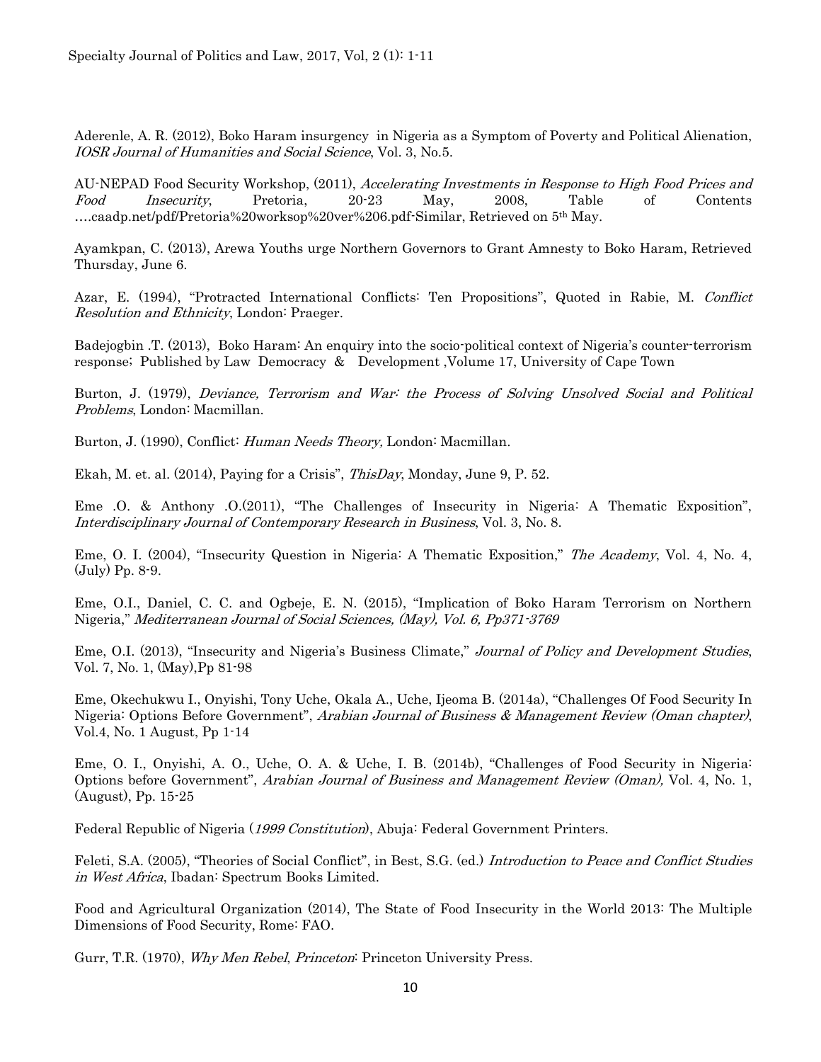Aderenle, A. R. (2012), Boko Haram insurgency in Nigeria as a Symptom of Poverty and Political Alienation, *IOSR Journal of Humanities and Social Science*, Vol. 3, No.5.

AU-NEPAD Food Security Workshop, (2011), *Accelerating Investments in Response to High Food Prices and Food Insecurity*, Pretoria, 20-23 May, 2008, Table of Contents ….caadp.net/pdf/Pretoria%20worksop%20ver%206.pdf-Similar, Retrieved on 5th May.

Ayamkpan, C. (2013), Arewa Youths urge Northern Governors to Grant Amnesty to Boko Haram, Retrieved Thursday, June 6.

Azar, E. (1994), "Protracted International Conflicts: Ten Propositions", Quoted in Rabie, M. *Conflict Resolution and Ethnicity*, London: Praeger.

Badejogbin .T. (2013), Boko Haram: An enquiry into the socio-political context of Nigeria's counter-terrorism response; Published by Law Democracy & Development ,Volume 17, University of Cape Town

Burton, J. (1979), *Deviance, Terrorism and War: the Process of Solving Unsolved Social and Political Problems*, London: Macmillan.

Burton, J. (1990), Conflict: *Human Needs Theory,* London: Macmillan.

Ekah, M. et. al. (2014), Paying for a Crisis", *ThisDay*, Monday, June 9, P. 52.

Eme .O. & Anthony .O.(2011), "The Challenges of Insecurity in Nigeria: A Thematic Exposition", *Interdisciplinary Journal of Contemporary Research in Business*, Vol. 3, No. 8.

Eme, O. I. (2004), "Insecurity Question in Nigeria: A Thematic Exposition," *The Academy*, Vol. 4, No. 4, (July) Pp. 8-9.

Eme, O.I., Daniel, C. C. and Ogbeje, E. N. (2015), "Implication of Boko Haram Terrorism on Northern Nigeria," *Mediterranean Journal of Social Sciences, (May), Vol. 6, Pp371-3769*

Eme, O.I. (2013), "Insecurity and Nigeria's Business Climate," *Journal of Policy and Development Studies*, Vol. 7, No. 1, (May),Pp 81-98

Eme, Okechukwu I., Onyishi, Tony Uche, Okala A., Uche, Ijeoma B. (2014a), "Challenges Of Food Security In Nigeria: Options Before Government", *Arabian Journal of Business & Management Review (Oman chapter)*, Vol.4, No. 1 August, Pp 1-14

Eme, O. I., Onyishi, A. O., Uche, O. A. & Uche, I. B. (2014b), "Challenges of Food Security in Nigeria: Options before Government", *Arabian Journal of Business and Management Review (Oman),* Vol. 4, No. 1, (August), Pp. 15-25

Federal Republic of Nigeria (*1999 Constitution*), Abuja: Federal Government Printers.

Feleti, S.A. (2005), "Theories of Social Conflict", in Best, S.G. (ed.) *Introduction to Peace and Conflict Studies in West Africa*, Ibadan: Spectrum Books Limited.

Food and Agricultural Organization (2014), The State of Food Insecurity in the World 2013: The Multiple Dimensions of Food Security, Rome: FAO.

Gurr, T.R. (1970), *Why Men Rebel*, *Princeton*: Princeton University Press.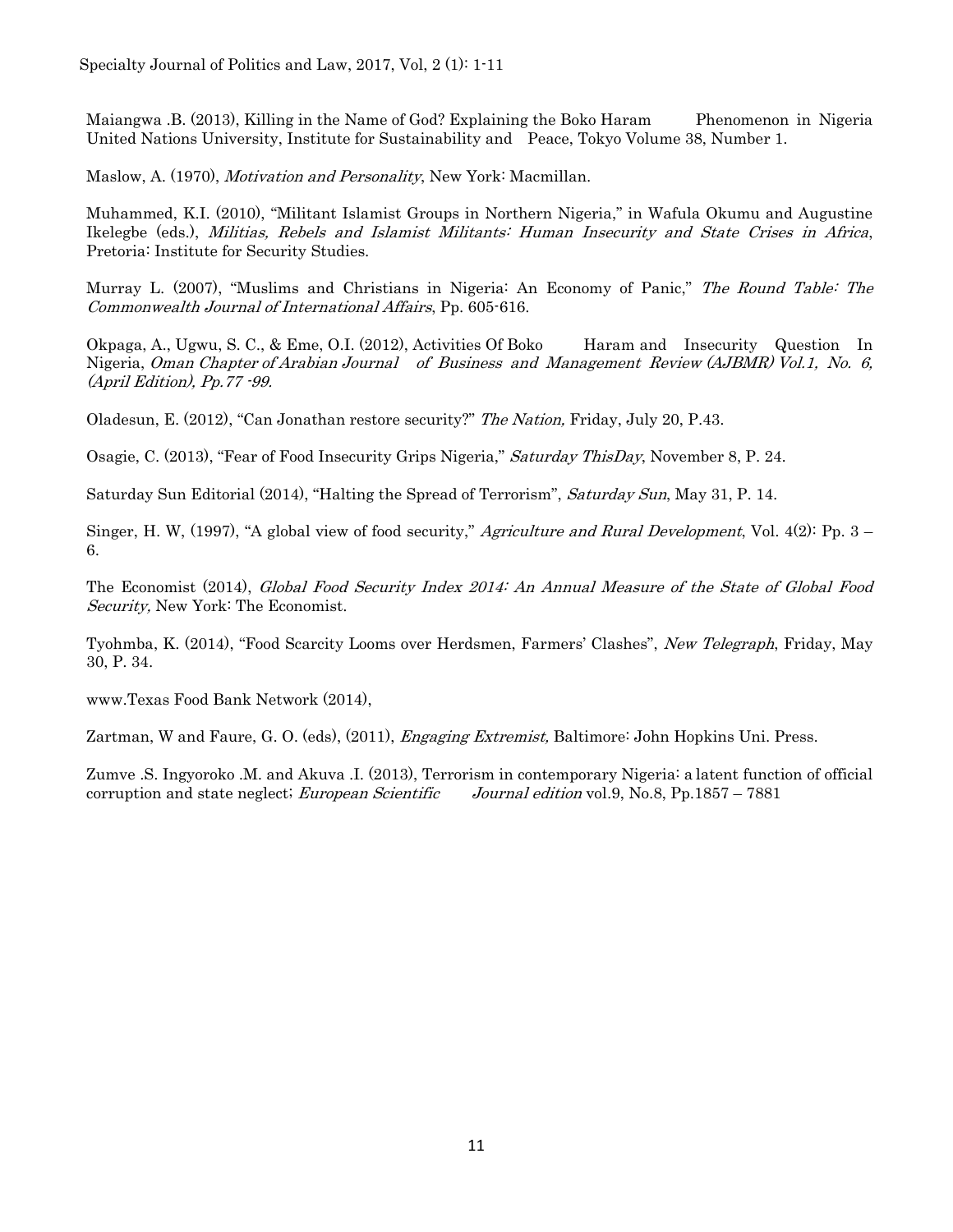Maiangwa .B. (2013), Killing in the Name of God? Explaining the Boko Haram Phenomenon in Nigeria United Nations University, Institute for Sustainability and Peace, Tokyo Volume 38, Number 1.

Maslow, A. (1970), *Motivation and Personality*, New York: Macmillan.

Muhammed, K.I. (2010), "Militant Islamist Groups in Northern Nigeria," in Wafula Okumu and Augustine Ikelegbe (eds.), *Militias, Rebels and Islamist Militants: Human Insecurity and State Crises in Africa*, Pretoria: Institute for Security Studies.

Murray L. (2007), "Muslims and Christians in Nigeria: An Economy of Panic," *The Round Table: The Commonwealth Journal of International Affairs*, Pp. 605-616.

Okpaga, A., Ugwu, S. C., & Eme, O.I. (2012), Activities Of Boko Haram and Insecurity Question In Nigeria, *Oman Chapter of Arabian Journal of Business and Management Review (AJBMR) Vol.1, No. 6, (April Edition), Pp.77 -99.*

Oladesun, E. (2012), "Can Jonathan restore security?" *The Nation,* Friday, July 20, P.43.

Osagie, C. (2013), "Fear of Food Insecurity Grips Nigeria," *Saturday ThisDay*, November 8, P. 24.

Saturday Sun Editorial (2014), "Halting the Spread of Terrorism", *Saturday Sun*, May 31, P. 14.

Singer, H. W, (1997), "A global view of food security," *Agriculture and Rural Development*, Vol. 4(2): Pp. 3 – 6.

The Economist (2014), *Global Food Security Index 2014: An Annual Measure of the State of Global Food Security,* New York: The Economist.

Tyohmba, K. (2014), "Food Scarcity Looms over Herdsmen, Farmers' Clashes", *New Telegraph*, Friday, May 30, P. 34.

www.Texas Food Bank Network (2014),

Zartman, W and Faure, G. O. (eds), (2011), *Engaging Extremist,* Baltimore: John Hopkins Uni. Press.

Zumve .S. Ingyoroko .M. and Akuva .I. (2013), Terrorism in contemporary Nigeria: a latent function of official corruption and state neglect; *European Scientific Journal edition* vol.9, No.8, Pp.1857 – 7881